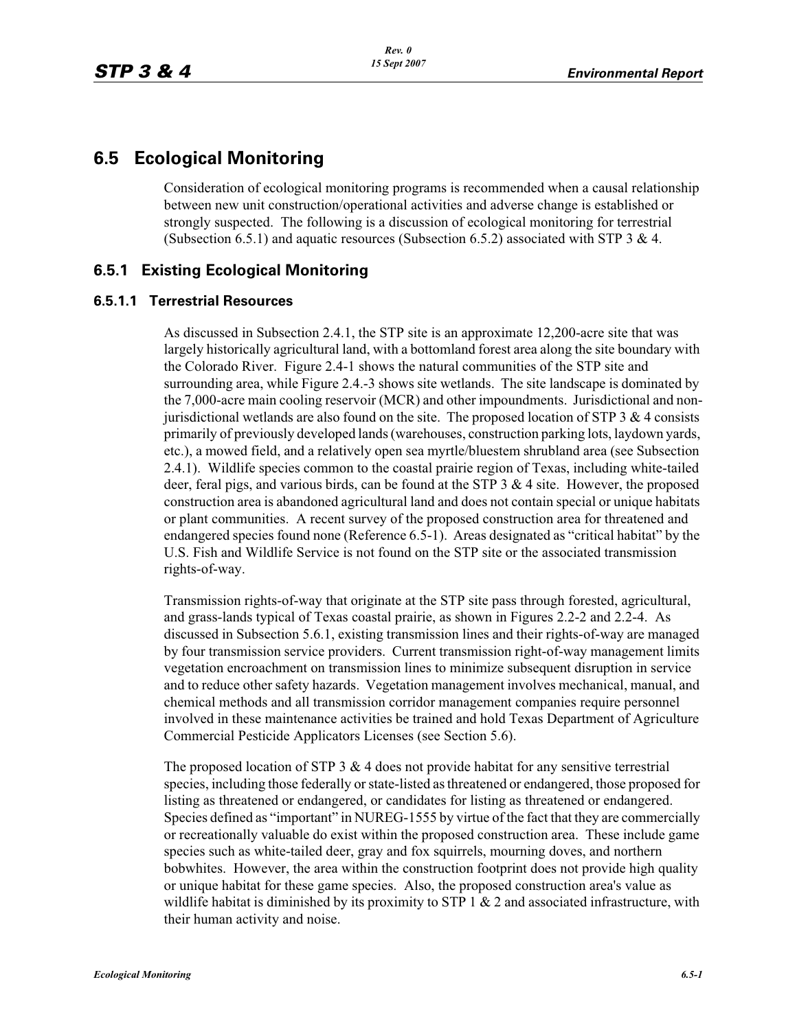# 6.5 Ecological Monitoring

Consideration of ecological monitoring programs is recommended when a causal relationship between new unit construction/operational activities and adverse change is established or strongly suspected. The following is a discussion of ecological monitoring for terrestrial (Subsection 6.5.1) and aquatic resources (Subsection 6.5.2) associated with STP 3 & 4.

## 6.5.1 Existing Ecological Monitoring

### 6.5.1.1 Terrestrial Resources

As discussed in Subsection 2.4.1, the STP site is an approximate 12,200-acre site that was largely historically agricultural land, with a bottomland forest area along the site boundary with the Colorado River. Figure 2.4-1 shows the natural communities of the STP site and surrounding area, while Figure 2.4.-3 shows site wetlands. The site landscape is dominated by the 7,000-acre main cooling reservoir (MCR) and other impoundments. Jurisdictional and non-jurisdictional wetlands are also found on the site. The proposed location of STP 3 & 4 consists primarily of previously developed lands (warehouses, construction parking lots, laydown yards, etc.), a mowed field, and a relatively open sea myrtle/bluestem shrubland area (see Subsection 2.4.1). Wildlife species common to the coastal prairie region of Texas, including white-tailed deer, feral pigs, and various birds, can be found at the STP 3 & 4 site. However, the proposed construction area is abandoned agricultural land and does not contain special or unique habitats or plant communities. A recent survey of the proposed construction area for threatened and endangered species found none (Reference 6.5-1). Areas designated as "critical habitat" by the U.S. Fish and Wildlife Service is not found on the STP site or the associated transmission rights-of-way.

Transmission rights-of-way that originate at the STP site pass through forested, agricultural, and grass-lands typical of Texas coastal prairie, as shown in Figures 2.2-2 and 2.2-4. As discussed in Subsection 5.6.1, existing transmission lines and their rights-of-way are managed by four transmission service providers. Current transmission right-of-way management limits vegetation encroachment on transmission lines to minimize subsequent disruption in service and to reduce other safety hazards. Vegetation management involves mechanical, manual, and chemical methods and all transmission corridor management companies require personnel involved in these maintenance activities be trained and hold Texas Department of Agriculture Commercial Pesticide Applicators Licenses (see Section 5.6).

The proposed location of STP 3 & 4 does not provide habitat for any sensitive terrestrial species, including those federally or state-listed as threatened or endangered, those proposed for listing as threatened or endangered, or candidates for listing as threatened or endangered. Species defined as "important" in NUREG-1555 by virtue of the fact that they are commercially or recreationally valuable do exist within the proposed construction area. These include game species such as white-tailed deer, gray and fox squirrels, mourning doves, and northern bobwhites. However, the area within the construction footprint does not provide high quality or unique habitat for these game species. Also, the proposed construction area's value as wildlife habitat is diminished by its proximity to STP 1 & 2 and associated infrastructure, with their human activity and noise.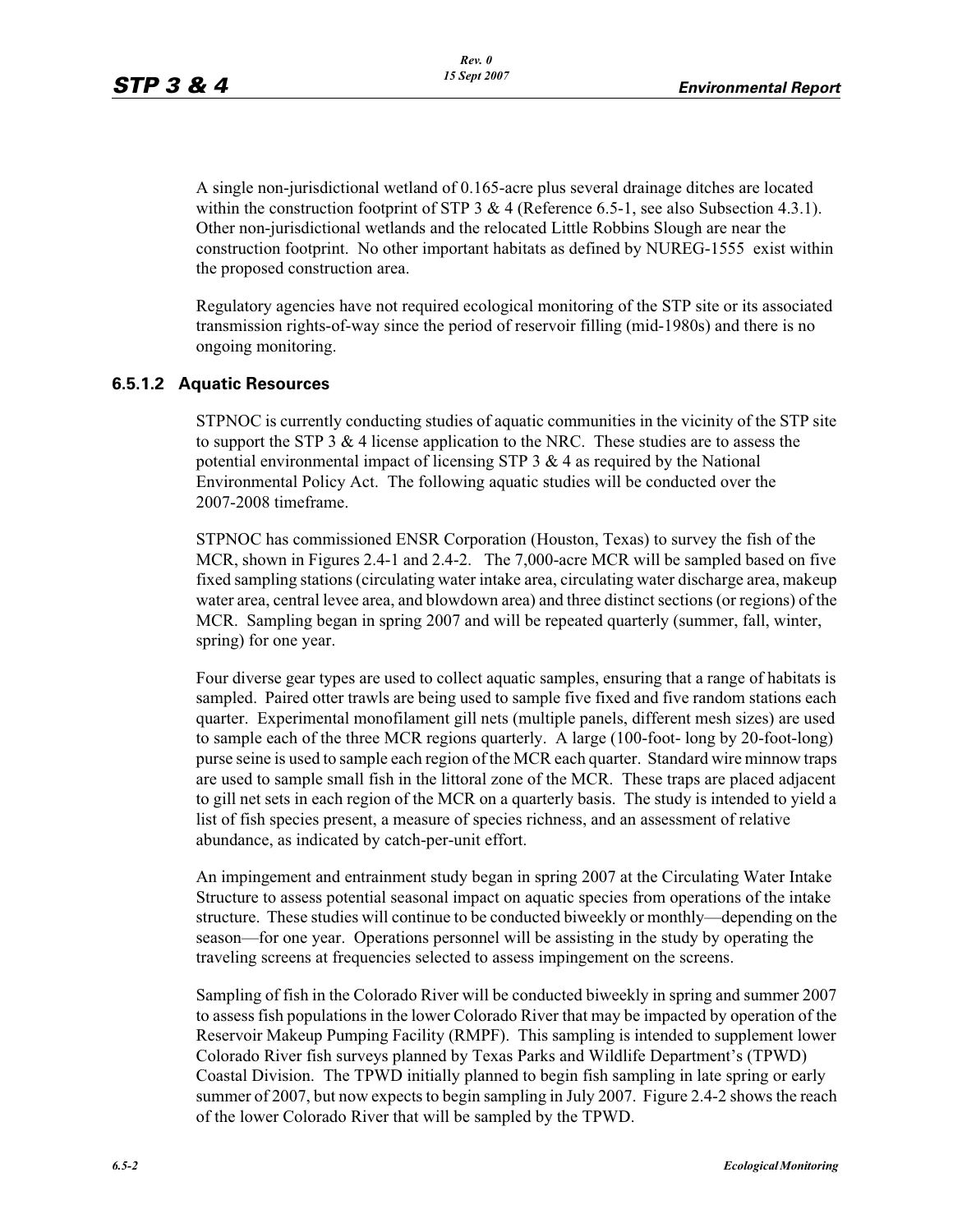A single non-jurisdictional wetland of 0.165-acre plus several drainage ditches are located within the construction footprint of STP 3 & 4 (Reference 6.5-1, see also Subsection 4.3.1). Other non-jurisdictional wetlands and the relocated Little Robbins Slough are near the construction footprint. No other important habitats as defined by NUREG-1555 exist within the proposed construction area.

Regulatory agencies have not required ecological monitoring of the STP site or its associated transmission rights-of-way since the period of reservoir filling (mid-1980s) and there is no ongoing monitoring.

### 6.5.1.2 Aquatic Resources

STPNOC is currently conducting studies of aquatic communities in the vicinity of the STP site to support the STP 3 & 4 license application to the NRC. These studies are to assess the potential environmental impact of licensing STP 3 & 4 as required by the National Environmental Policy Act. The following aquatic studies will be conducted over the 2007-2008 timeframe.

STPNOC has commissioned ENSR Corporation (Houston, Texas) to survey the fish of the MCR, shown in Figures 2.4-1 and 2.4-2. The 7,000-acre MCR will be sampled based on five fixed sampling stations (circulating water intake area, circulating water discharge area, makeup water area, central levee area, and blowdown area) and three distinct sections (or regions) of the MCR. Sampling began in spring 2007 and will be repeated quarterly (summer, fall, winter, spring) for one year.

Four diverse gear types are used to collect aquatic samples, ensuring that a range of habitats is sampled. Paired otter trawls are being used to sample five fixed and five random stations each quarter. Experimental monofilament gill nets (multiple panels, different mesh sizes) are used to sample each of the three MCR regions quarterly. A large (100-foot- long by 20-foot-long) purse seine is used to sample each region of the MCR each quarter. Standard wire minnow traps are used to sample small fish in the littoral zone of the MCR. These traps are placed adjacent to gill net sets in each region of the MCR on a quarterly basis. The study is intended to yield a list of fish species present, a measure of species richness, and an assessment of relative abundance, as indicated by catch-per-unit effort.

An impingement and entrainment study began in spring 2007 at the Circulating Water Intake Structure to assess potential seasonal impact on aquatic species from operations of the intake structure. These studies will continue to be conducted biweekly or monthly—depending on the season—for one year. Operations personnel will be assisting in the study by operating the traveling screens at frequencies selected to assess impingement on the screens.

Sampling of fish in the Colorado River will be conducted biweekly in spring and summer 2007 to assess fish populations in the lower Colorado River that may be impacted by operation of the Reservoir Makeup Pumping Facility (RMPF). This sampling is intended to supplement lower Colorado River fish surveys planned by Texas Parks and Wildlife Department's (TPWD) Coastal Division. The TPWD initially planned to begin fish sampling in late spring or early summer of 2007, but now expects to begin sampling in July 2007. Figure 2.4-2 shows the reach of the lower Colorado River that will be sampled by the TPWD.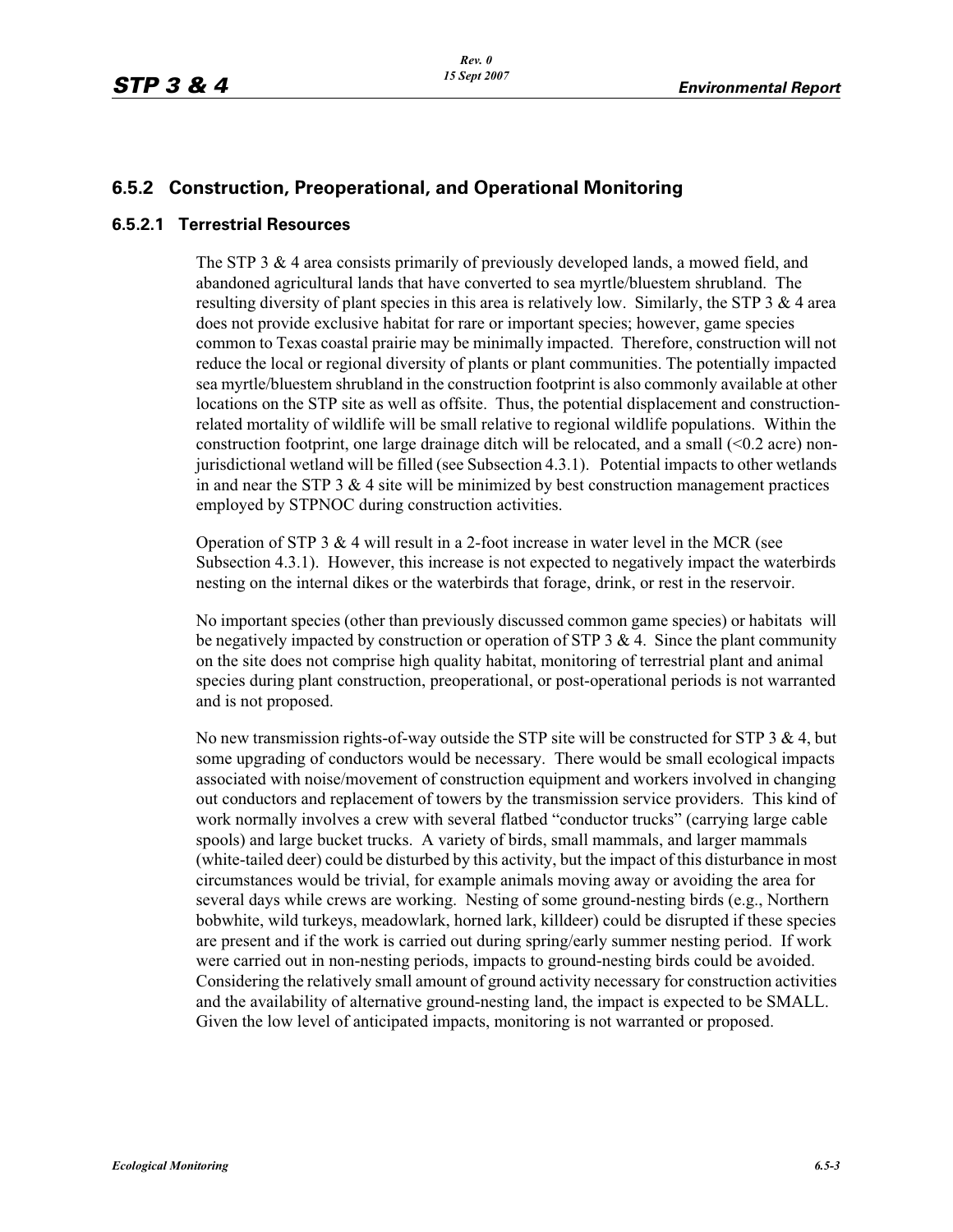## 6.5.2 Construction, Preoperational, and Operational Monitoring

### 6.5.2.1 Terrestrial Resources

The STP 3 & 4 area consists primarily of previously developed lands, a mowed field, and abandoned agricultural lands that have converted to sea myrtle/bluestem shrubland. The resulting diversity of plant species in this area is relatively low. Similarly, the STP 3 & 4 area does not provide exclusive habitat for rare or important species; however, game species common to Texas coastal prairie may be minimally impacted. Therefore, construction will not reduce the local or regional diversity of plants or plant communities. The potentially impacted sea myrtle/bluestem shrubland in the construction footprint is also commonly available at other locations on the STP site as well as offsite. Thus, the potential displacement and construction-related mortality of wildlife will be small relative to regional wildlife populations. Within the construction footprint, one large drainage ditch will be relocated, and a small (<0.2 acre) non-jurisdictional wetland will be filled (see Subsection 4.3.1). Potential impacts to other wetlands in and near the STP 3 & 4 site will be minimized by best construction management practices employed by STPNOC during construction activities.

Operation of STP 3 & 4 will result in a 2-foot increase in water level in the MCR (see Subsection 4.3.1). However, this increase is not expected to negatively impact the waterbirds nesting on the internal dikes or the waterbirds that forage, drink, or rest in the reservoir.

No important species (other than previously discussed common game species) or habitats will be negatively impacted by construction or operation of STP 3 & 4. Since the plant community on the site does not comprise high quality habitat, monitoring of terrestrial plant and animal species during plant construction, preoperational, or post-operational periods is not warranted and is not proposed.

No new transmission rights-of-way outside the STP site will be constructed for STP 3 & 4, but some upgrading of conductors would be necessary. There would be small ecological impacts associated with noise/movement of construction equipment and workers involved in changing out conductors and replacement of towers by the transmission service providers. This kind of work normally involves a crew with several flatbed "conductor trucks" (carrying large cable spools) and large bucket trucks. A variety of birds, small mammals, and larger mammals (white-tailed deer) could be disturbed by this activity, but the impact of this disturbance in most circumstances would be trivial, for example animals moving away or avoiding the area for several days while crews are working. Nesting of some ground-nesting birds (e.g., Northern bobwhite, wild turkeys, meadowlark, horned lark, killdeer) could be disrupted if these species are present and if the work is carried out during spring/early summer nesting period. If work were carried out in non-nesting periods, impacts to ground-nesting birds could be avoided. Considering the relatively small amount of ground activity necessary for construction activities and the availability of alternative ground-nesting land, the impact is expected to be SMALL. Given the low level of anticipated impacts, monitoring is not warranted or proposed.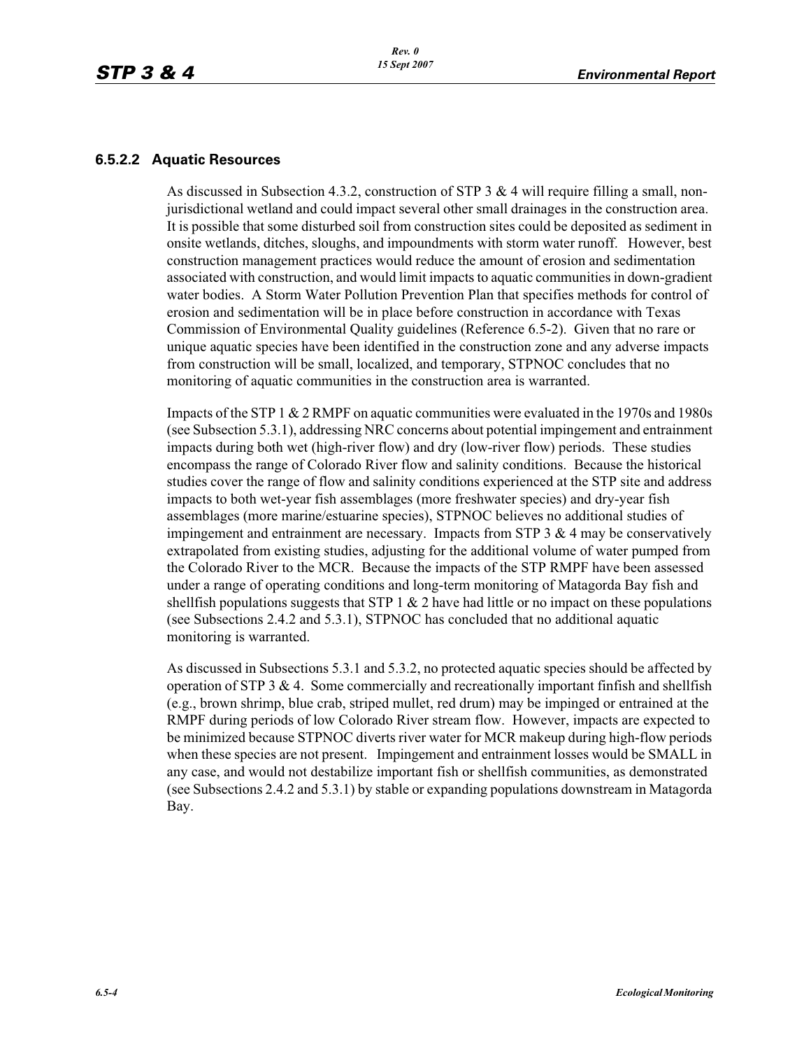### 6.5.2.2 Aquatic Resources

As discussed in Subsection 4.3.2, construction of STP 3 & 4 will require filling a small, non-jurisdictional wetland and could impact several other small drainages in the construction area. It is possible that some disturbed soil from construction sites could be deposited as sediment in onsite wetlands, ditches, sloughs, and impoundments with storm water runoff. However, best construction management practices would reduce the amount of erosion and sedimentation associated with construction, and would limit impacts to aquatic communities in down-gradient water bodies. A Storm Water Pollution Prevention Plan that specifies methods for control of erosion and sedimentation will be in place before construction in accordance with Texas Commission of Environmental Quality guidelines (Reference 6.5-2). Given that no rare or unique aquatic species have been identified in the construction zone and any adverse impacts from construction will be small, localized, and temporary, STPNOC concludes that no monitoring of aquatic communities in the construction area is warranted.

Impacts of the STP 1 & 2 RMPF on aquatic communities were evaluated in the 1970s and 1980s (see Subsection 5.3.1), addressing NRC concerns about potential impingement and entrainment impacts during both wet (high-river flow) and dry (low-river flow) periods. These studies encompass the range of Colorado River flow and salinity conditions. Because the historical studies cover the range of flow and salinity conditions experienced at the STP site and address impacts to both wet-year fish assemblages (more freshwater species) and dry-year fish assemblages (more marine/estuarine species), STPNOC believes no additional studies of impingement and entrainment are necessary. Impacts from STP 3 & 4 may be conservatively extrapolated from existing studies, adjusting for the additional volume of water pumped from the Colorado River to the MCR. Because the impacts of the STP RMPF have been assessed under a range of operating conditions and long-term monitoring of Matagorda Bay fish and shellfish populations suggests that STP 1 & 2 have had little or no impact on these populations (see Subsections 2.4.2 and 5.3.1), STPNOC has concluded that no additional aquatic monitoring is warranted.

As discussed in Subsections 5.3.1 and 5.3.2, no protected aquatic species should be affected by operation of STP 3 & 4. Some commercially and recreationally important finfish and shellfish (e.g., brown shrimp, blue crab, striped mullet, red drum) may be impinged or entrained at the RMPF during periods of low Colorado River stream flow. However, impacts are expected to be minimized because STPNOC diverts river water for MCR makeup during high-flow periods when these species are not present. Impingement and entrainment losses would be SMALL in any case, and would not destabilize important fish or shellfish communities, as demonstrated (see Subsections 2.4.2 and 5.3.1) by stable or expanding populations downstream in Matagorda Bay.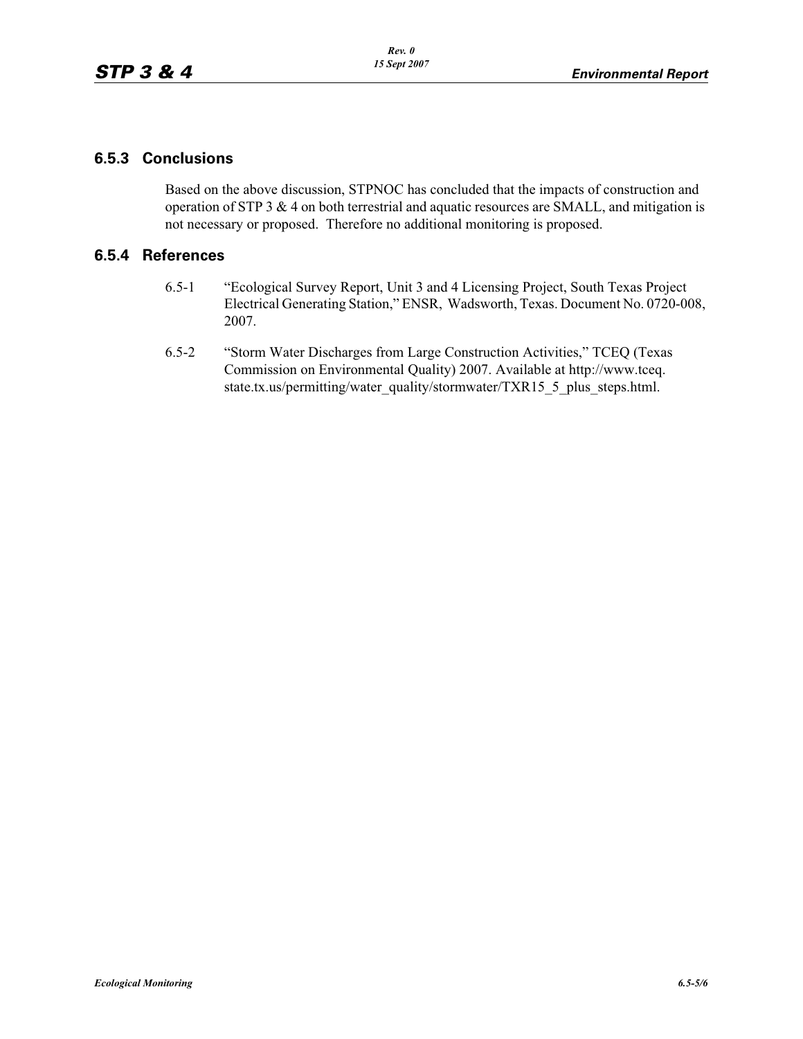### 6.5.3 Conclusions

Based on the above discussion, STPNOC has concluded that the impacts of construction and operation of STP 3 & 4 on both terrestrial and aquatic resources are SMALL, and mitigation is not necessary or proposed. Therefore no additional monitoring is proposed.

### 6.5.4 References

6.5-1 "Ecological Survey Report, Unit 3 and 4 Licensing Project, South Texas Project Electrical Generating Station," ENSR, Wadsworth, Texas. Document No. 0720-008, 2007.

6.5-2 "Storm Water Discharges from Large Construction Activities," TCEQ (Texas Commission on Environmental Quality) 2007. Available at http://www.tceq.state.tx.us/permitting/water_quality/stormwater/TXR15_5_plus_steps.html.